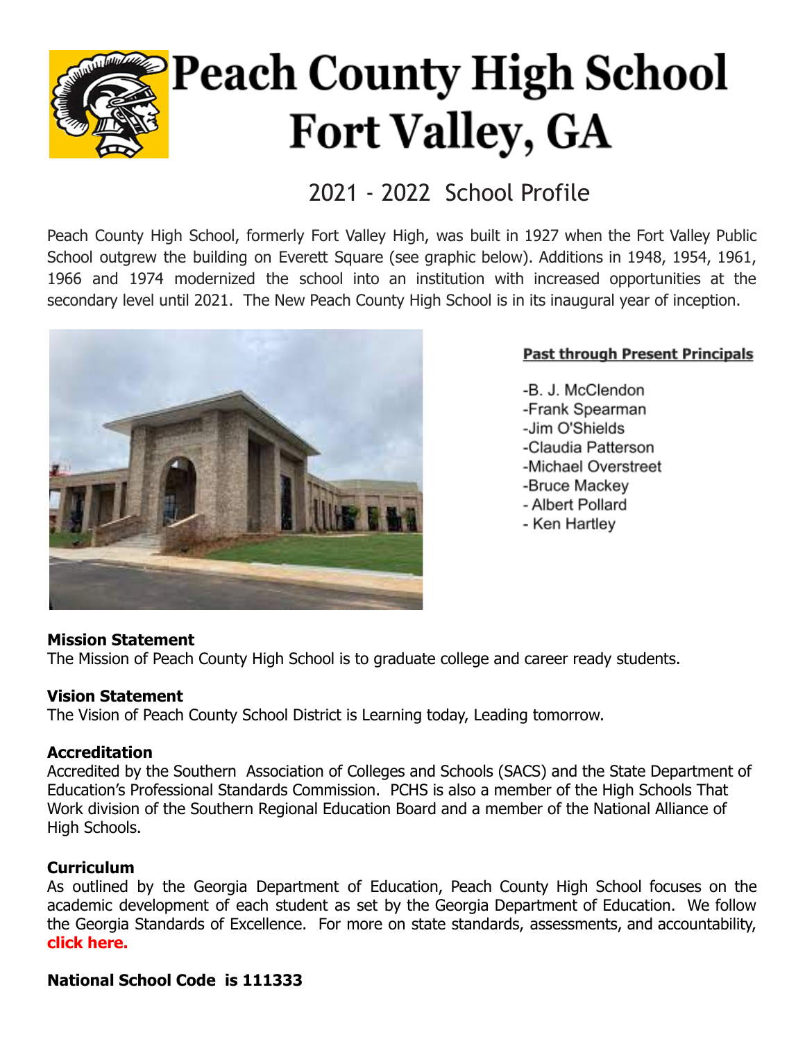# Peach County High School
# Fort Valley, GA

## 2021 - 2022 School Profile

Peach County High School, formerly Fort Valley High, was built in 1927 when the Fort Valley Public School outgrew the building on Everett Square (see graphic below). Additions in 1948, 1954, 1961, 1966 and 1974 modernized the school into an institution with increased opportunities at the secondary level until 2021. The New Peach County High School is in its inaugural year of inception.

**Past through Present Principals**

- B. J. McClendon
- Frank Spearman
- Jim O'Shields
- Claudia Patterson
- Michael Overstreet
- Bruce Mackey
- Albert Pollard
- Ken Hartley

**Mission Statement**

The Mission of Peach County High School is to graduate college and career ready students.

**Vision Statement**

The Vision of Peach County School District is Learning today, Leading tomorrow.

**Accreditation**

Accredited by the Southern Association of Colleges and Schools (SACS) and the State Department of Education's Professional Standards Commission. PCHS is also a member of the High Schools That Work division of the Southern Regional Education Board and a member of the National Alliance of High Schools.

**Curriculum**

As outlined by the Georgia Department of Education, Peach County High School focuses on the academic development of each student as set by the Georgia Department of Education. We follow the Georgia Standards of Excellence. For more on state standards, assessments, and accountability, **click here.**

**National School Code is 111333**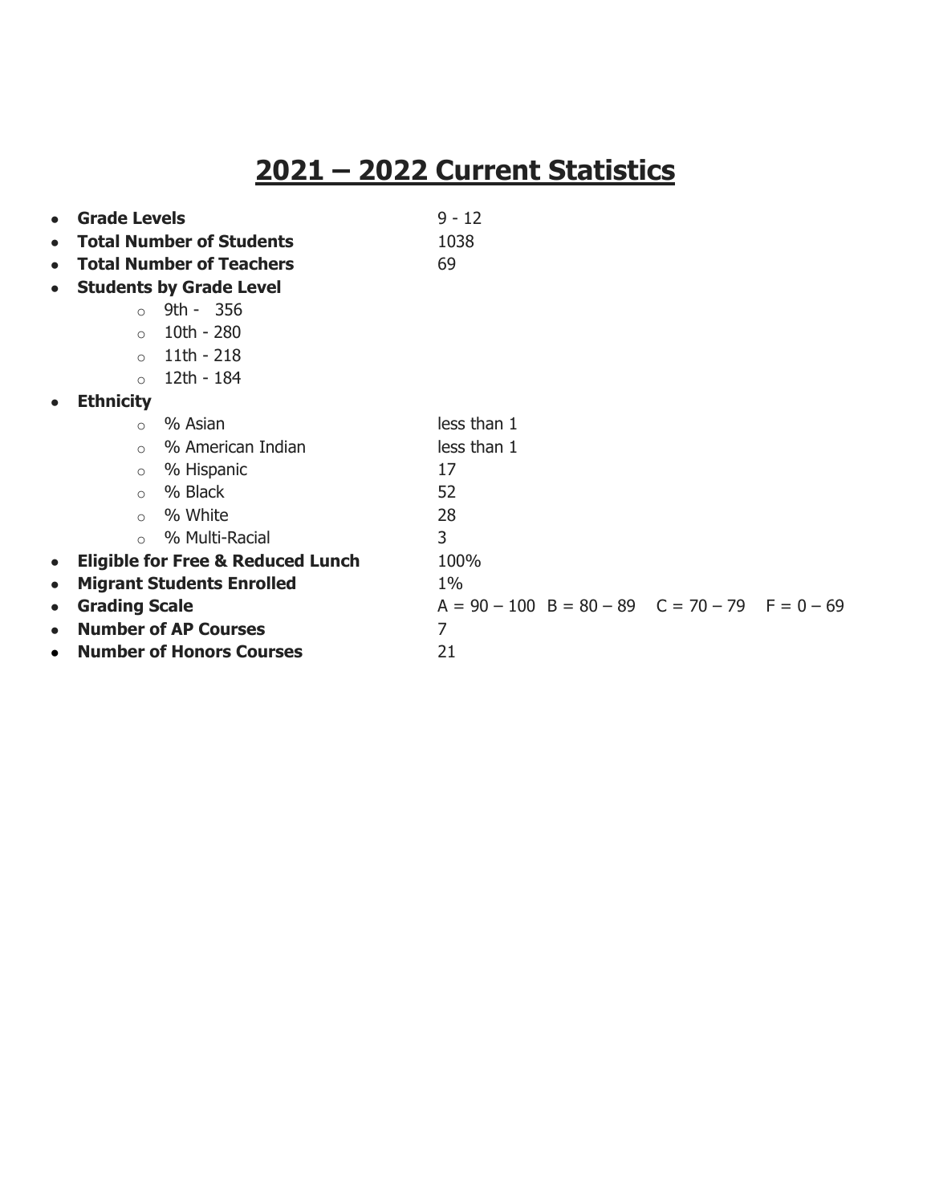# 2021 – 2022 Current Statistics

- **Grade Levels** 9 - 12
- **Total Number of Students** 1038
- **Total Number of Teachers** 69
- **Students by Grade Level**
    - 9th - 356
    - 10th - 280
    - 11th - 218
    - 12th - 184
- **Ethnicity**
    - % Asian less than 1
    - % American Indian less than 1
    - % Hispanic 17
    - % Black 52
    - % White 28
    - % Multi-Racial 3
- **Eligible for Free & Reduced Lunch** 100%
- **Migrant Students Enrolled** 1%
- **Grading Scale** A = 90 – 100 B = 80 – 89 C = 70 – 79 F = 0 – 69
- **Number of AP Courses** 7
- **Number of Honors Courses** 21